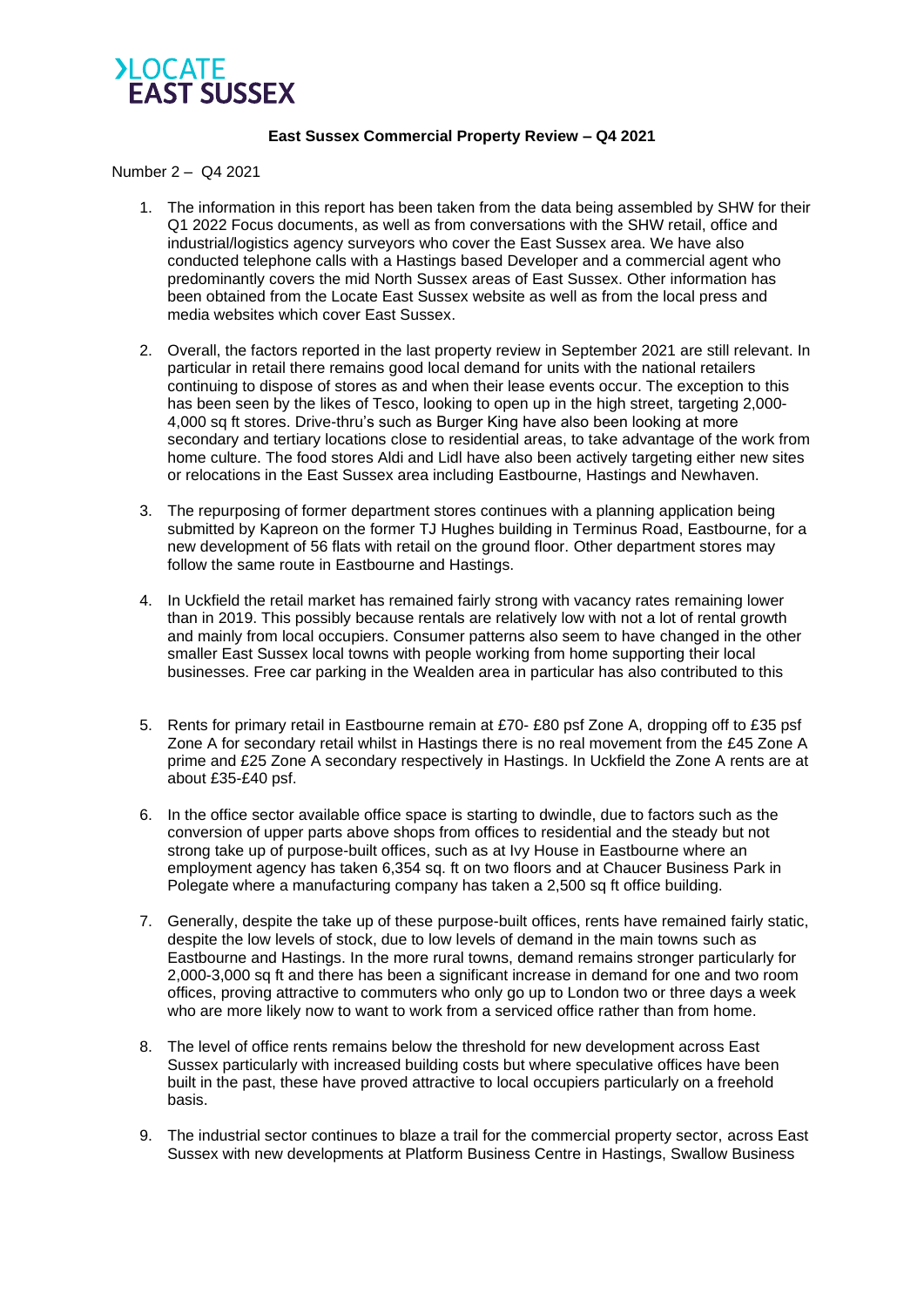# LOCATE EAST SUSSEX

**East Sussex Commercial Property Review – Q4 2021**

Number 2 – Q4 2021

1. The information in this report has been taken from the data being assembled by SHW for their Q1 2022 Focus documents, as well as from conversations with the SHW retail, office and industrial/logistics agency surveyors who cover the East Sussex area. We have also conducted telephone calls with a Hastings based Developer and a commercial agent who predominantly covers the mid North Sussex areas of East Sussex. Other information has been obtained from the Locate East Sussex website as well as from the local press and media websites which cover East Sussex.

2. Overall, the factors reported in the last property review in September 2021 are still relevant. In particular in retail there remains good local demand for units with the national retailers continuing to dispose of stores as and when their lease events occur. The exception to this has been seen by the likes of Tesco, looking to open up in the high street, targeting 2,000-4,000 sq ft stores. Drive-thru's such as Burger King have also been looking at more secondary and tertiary locations close to residential areas, to take advantage of the work from home culture. The food stores Aldi and Lidl have also been actively targeting either new sites or relocations in the East Sussex area including Eastbourne, Hastings and Newhaven.

3. The repurposing of former department stores continues with a planning application being submitted by Kapreon on the former TJ Hughes building in Terminus Road, Eastbourne, for a new development of 56 flats with retail on the ground floor. Other department stores may follow the same route in Eastbourne and Hastings.

4. In Uckfield the retail market has remained fairly strong with vacancy rates remaining lower than in 2019. This possibly because rentals are relatively low with not a lot of rental growth and mainly from local occupiers. Consumer patterns also seem to have changed in the other smaller East Sussex local towns with people working from home supporting their local businesses. Free car parking in the Wealden area in particular has also contributed to this

5. Rents for primary retail in Eastbourne remain at £70- £80 psf Zone A, dropping off to £35 psf Zone A for secondary retail whilst in Hastings there is no real movement from the £45 Zone A prime and £25 Zone A secondary respectively in Hastings. In Uckfield the Zone A rents are at about £35-£40 psf.

6. In the office sector available office space is starting to dwindle, due to factors such as the conversion of upper parts above shops from offices to residential and the steady but not strong take up of purpose-built offices, such as at Ivy House in Eastbourne where an employment agency has taken 6,354 sq. ft on two floors and at Chaucer Business Park in Polegate where a manufacturing company has taken a 2,500 sq ft office building.

7. Generally, despite the take up of these purpose-built offices, rents have remained fairly static, despite the low levels of stock, due to low levels of demand in the main towns such as Eastbourne and Hastings. In the more rural towns, demand remains stronger particularly for 2,000-3,000 sq ft and there has been a significant increase in demand for one and two room offices, proving attractive to commuters who only go up to London two or three days a week who are more likely now to want to work from a serviced office rather than from home.

8. The level of office rents remains below the threshold for new development across East Sussex particularly with increased building costs but where speculative offices have been built in the past, these have proved attractive to local occupiers particularly on a freehold basis.

9. The industrial sector continues to blaze a trail for the commercial property sector, across East Sussex with new developments at Platform Business Centre in Hastings, Swallow Business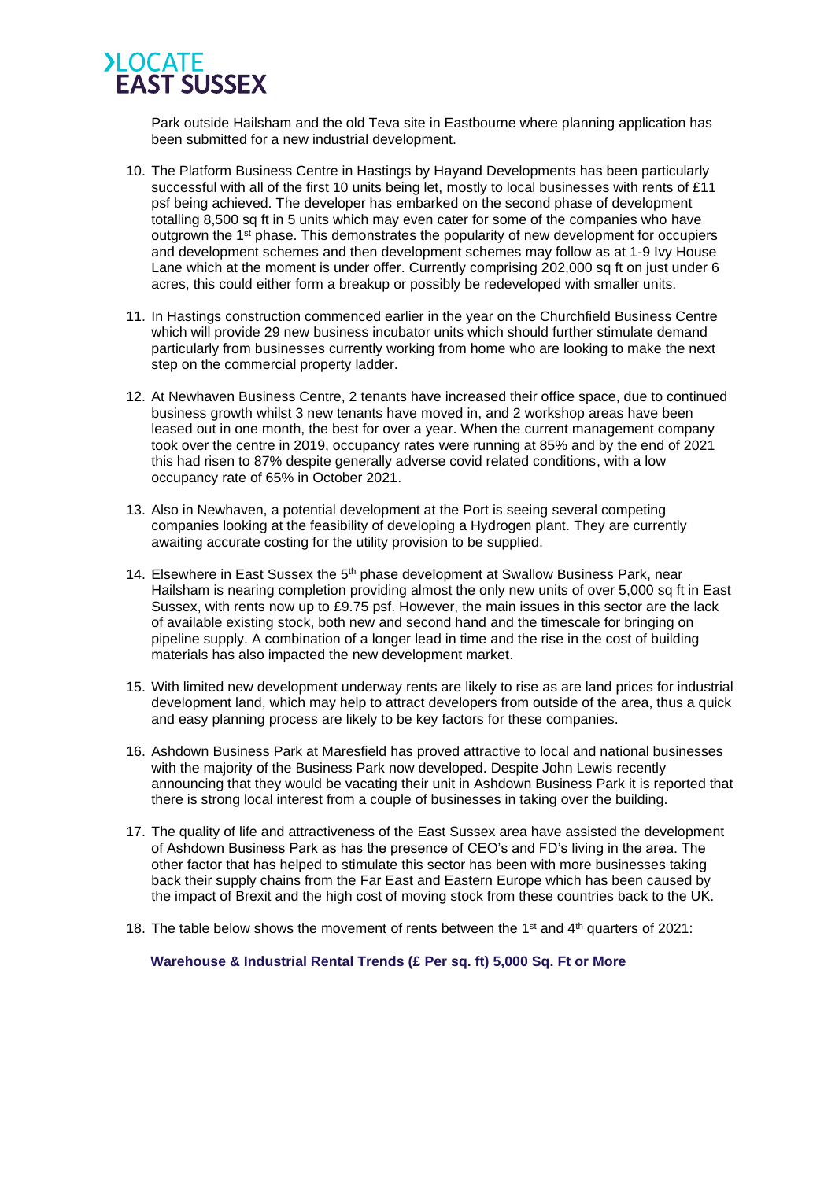Park outside Hailsham and the old Teva site in Eastbourne where planning application has been submitted for a new industrial development.

10. The Platform Business Centre in Hastings by Hayand Developments has been particularly successful with all of the first 10 units being let, mostly to local businesses with rents of £11 psf being achieved. The developer has embarked on the second phase of development totalling 8,500 sq ft in 5 units which may even cater for some of the companies who have outgrown the 1st phase. This demonstrates the popularity of new development for occupiers and development schemes and then development schemes may follow as at 1-9 Ivy House Lane which at the moment is under offer. Currently comprising 202,000 sq ft on just under 6 acres, this could either form a breakup or possibly be redeveloped with smaller units.

11. In Hastings construction commenced earlier in the year on the Churchfield Business Centre which will provide 29 new business incubator units which should further stimulate demand particularly from businesses currently working from home who are looking to make the next step on the commercial property ladder.

12. At Newhaven Business Centre, 2 tenants have increased their office space, due to continued business growth whilst 3 new tenants have moved in, and 2 workshop areas have been leased out in one month, the best for over a year. When the current management company took over the centre in 2019, occupancy rates were running at 85% and by the end of 2021 this had risen to 87% despite generally adverse covid related conditions, with a low occupancy rate of 65% in October 2021.

13. Also in Newhaven, a potential development at the Port is seeing several competing companies looking at the feasibility of developing a Hydrogen plant. They are currently awaiting accurate costing for the utility provision to be supplied.

14. Elsewhere in East Sussex the 5th phase development at Swallow Business Park, near Hailsham is nearing completion providing almost the only new units of over 5,000 sq ft in East Sussex, with rents now up to £9.75 psf. However, the main issues in this sector are the lack of available existing stock, both new and second hand and the timescale for bringing on pipeline supply. A combination of a longer lead in time and the rise in the cost of building materials has also impacted the new development market.

15. With limited new development underway rents are likely to rise as are land prices for industrial development land, which may help to attract developers from outside of the area, thus a quick and easy planning process are likely to be key factors for these companies.

16. Ashdown Business Park at Maresfield has proved attractive to local and national businesses with the majority of the Business Park now developed. Despite John Lewis recently announcing that they would be vacating their unit in Ashdown Business Park it is reported that there is strong local interest from a couple of businesses in taking over the building.

17. The quality of life and attractiveness of the East Sussex area have assisted the development of Ashdown Business Park as has the presence of CEO's and FD's living in the area. The other factor that has helped to stimulate this sector has been with more businesses taking back their supply chains from the Far East and Eastern Europe which has been caused by the impact of Brexit and the high cost of moving stock from these countries back to the UK.

18. The table below shows the movement of rents between the 1st and 4th quarters of 2021:

**Warehouse & Industrial Rental Trends (£ Per sq. ft) 5,000 Sq. Ft or More**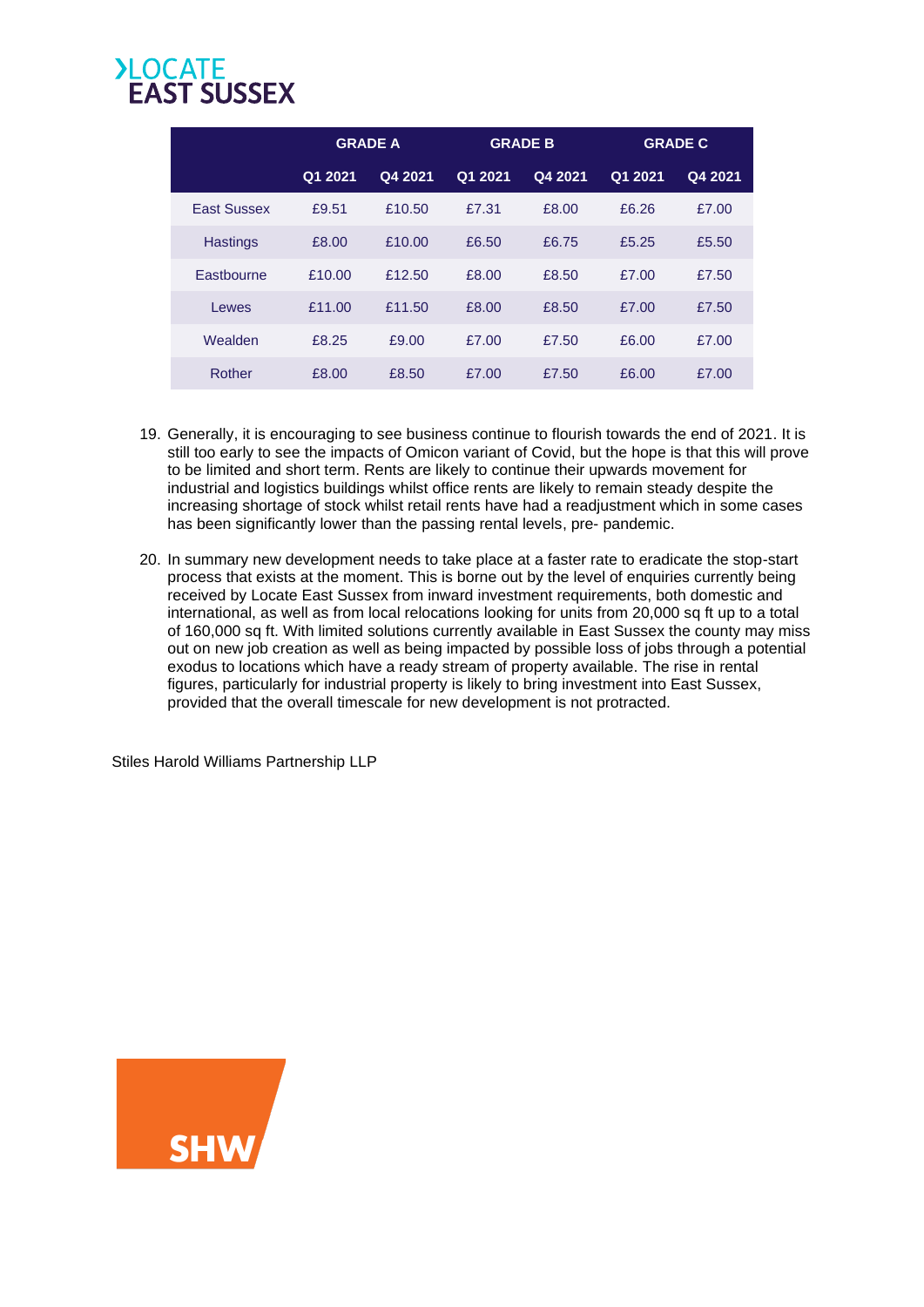| | GRADE A | | GRADE B | | GRADE C | |
|---|---|---|---|---|---|---|
| | Q1 2021 | Q4 2021 | Q1 2021 | Q4 2021 | Q1 2021 | Q4 2021 |
| East Sussex | £9.51 | £10.50 | £7.31 | £8.00 | £6.26 | £7.00 |
| Hastings | £8.00 | £10.00 | £6.50 | £6.75 | £5.25 | £5.50 |
| Eastbourne | £10.00 | £12.50 | £8.00 | £8.50 | £7.00 | £7.50 |
| Lewes | £11.00 | £11.50 | £8.00 | £8.50 | £7.00 | £7.50 |
| Wealden | £8.25 | £9.00 | £7.00 | £7.50 | £6.00 | £7.00 |
| Rother | £8.00 | £8.50 | £7.00 | £7.50 | £6.00 | £7.00 |

19. Generally, it is encouraging to see business continue to flourish towards the end of 2021. It is still too early to see the impacts of Omicon variant of Covid, but the hope is that this will prove to be limited and short term. Rents are likely to continue their upwards movement for industrial and logistics buildings whilst office rents are likely to remain steady despite the increasing shortage of stock whilst retail rents have had a readjustment which in some cases has been significantly lower than the passing rental levels, pre- pandemic.

20. In summary new development needs to take place at a faster rate to eradicate the stop-start process that exists at the moment. This is borne out by the level of enquiries currently being received by Locate East Sussex from inward investment requirements, both domestic and international, as well as from local relocations looking for units from 20,000 sq ft up to a total of 160,000 sq ft. With limited solutions currently available in East Sussex the county may miss out on new job creation as well as being impacted by possible loss of jobs through a potential exodus to locations which have a ready stream of property available. The rise in rental figures, particularly for industrial property is likely to bring investment into East Sussex, provided that the overall timescale for new development is not protracted.

Stiles Harold Williams Partnership LLP